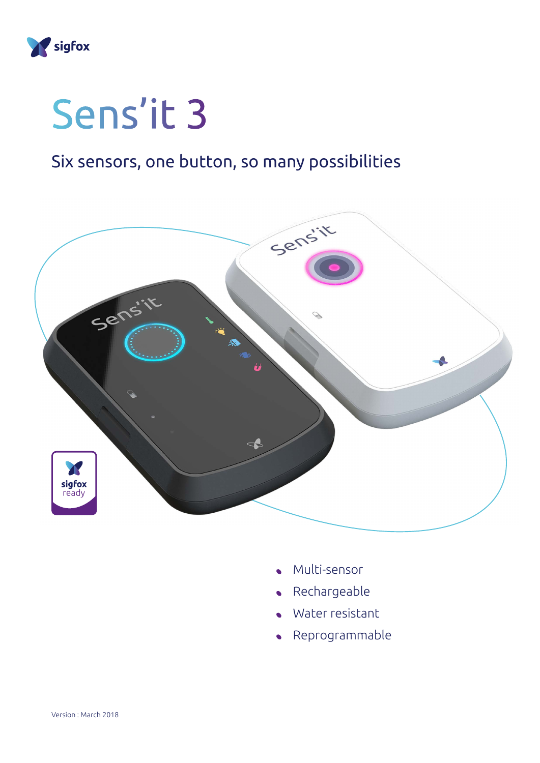sigfox

# Sens'it 3

## Six sensors, one button, so many possibilities

sigfox ready

- Multi-sensor
- Rechargeable
- Water resistant
- Reprogrammable

Version : March 2018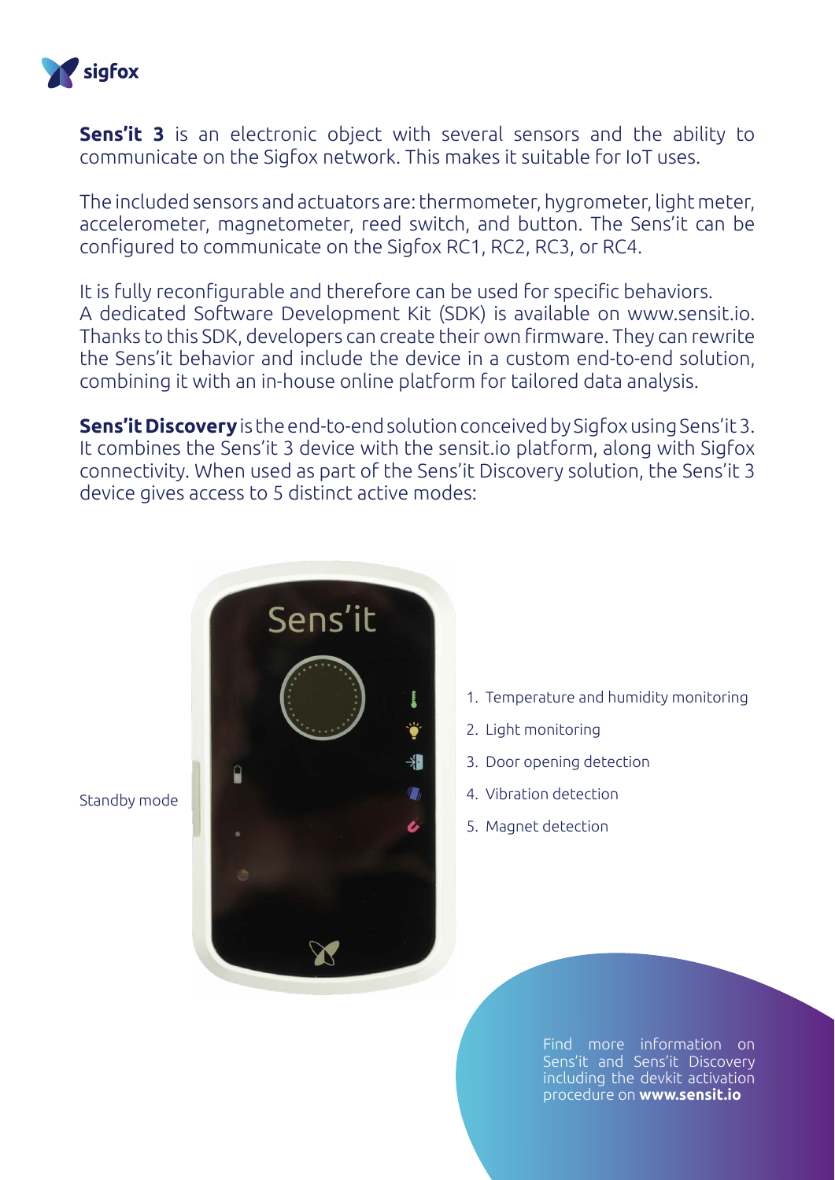**Sens'it 3** is an electronic object with several sensors and the ability to communicate on the Sigfox network. This makes it suitable for IoT uses.

The included sensors and actuators are: thermometer, hygrometer, light meter, accelerometer, magnetometer, reed switch, and button. The Sens'it can be configured to communicate on the Sigfox RC1, RC2, RC3, or RC4.

It is fully reconfigurable and therefore can be used for specific behaviors.
A dedicated Software Development Kit (SDK) is available on www.sensit.io. Thanks to this SDK, developers can create their own firmware. They can rewrite the Sens'it behavior and include the device in a custom end-to-end solution, combining it with an in-house online platform for tailored data analysis.

**Sens'it Discovery** is the end-to-end solution conceived by Sigfox using Sens'it 3. It combines the Sens'it 3 device with the sensit.io platform, along with Sigfox connectivity. When used as part of the Sens'it Discovery solution, the Sens'it 3 device gives access to 5 distinct active modes:

Standby mode

1. Temperature and humidity monitoring
2. Light monitoring
3. Door opening detection
4. Vibration detection
5. Magnet detection

Find more information on Sens'it and Sens'it Discovery including the devkit activation procedure on **www.sensit.io**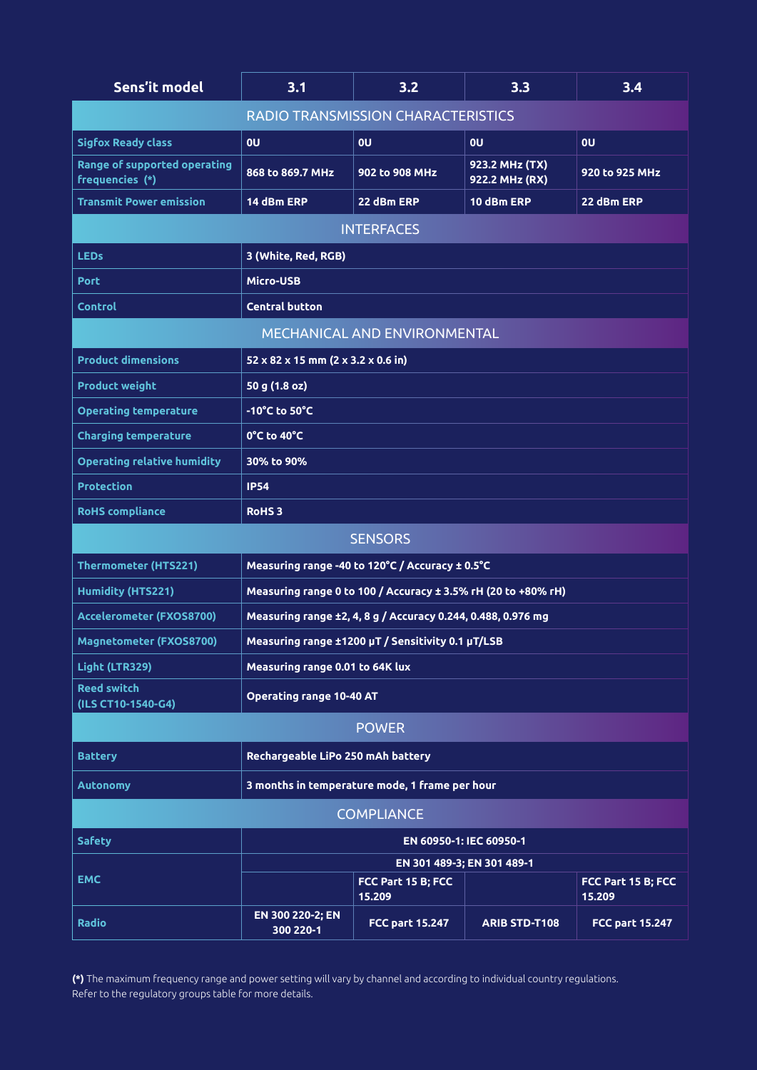| Sens'it model | 3.1 | 3.2 | 3.3 | 3.4 |
|---|---|---|---|---|
| **RADIO TRANSMISSION CHARACTERISTICS** | | | | |
| Sigfox Ready class | 0U | 0U | 0U | 0U |
| Range of supported operating frequencies (*) | 868 to 869.7 MHz | 902 to 908 MHz | 923.2 MHz (TX) 922.2 MHz (RX) | 920 to 925 MHz |
| Transmit Power emission | 14 dBm ERP | 22 dBm ERP | 10 dBm ERP | 22 dBm ERP |
| **INTERFACES** | | | | |
| LEDs | 3 (White, Red, RGB) | | | |
| Port | Micro-USB | | | |
| Control | Central button | | | |
| **MECHANICAL AND ENVIRONMENTAL** | | | | |
| Product dimensions | 52 x 82 x 15 mm (2 x 3.2 x 0.6 in) | | | |
| Product weight | 50 g (1.8 oz) | | | |
| Operating temperature | -10°C to 50°C | | | |
| Charging temperature | 0°C to 40°C | | | |
| Operating relative humidity | 30% to 90% | | | |
| Protection | IP54 | | | |
| RoHS compliance | RoHS 3 | | | |
| **SENSORS** | | | | |
| Thermometer (HTS221) | Measuring range -40 to 120°C / Accuracy ± 0.5°C | | | |
| Humidity (HTS221) | Measuring range 0 to 100 / Accuracy ± 3.5% rH (20 to +80% rH) | | | |
| Accelerometer (FXOS8700) | Measuring range ±2, 4, 8 g / Accuracy 0.244, 0.488, 0.976 mg | | | |
| Magnetometer (FXOS8700) | Measuring range ±1200 µT / Sensitivity 0.1 µT/LSB | | | |
| Light (LTR329) | Measuring range 0.01 to 64K lux | | | |
| Reed switch (ILS CT10-1540-G4) | Operating range 10-40 AT | | | |
| **POWER** | | | | |
| Battery | Rechargeable LiPo 250 mAh battery | | | |
| Autonomy | 3 months in temperature mode, 1 frame per hour | | | |
| **COMPLIANCE** | | | | |
| Safety | EN 60950-1: IEC 60950-1 | | | |
| EMC | EN 301 489-3; EN 301 489-1 | | | |
| | | FCC Part 15 B; FCC 15.209 | | FCC Part 15 B; FCC 15.209 |
| Radio | EN 300 220-2; EN 300 220-1 | FCC part 15.247 | ARIB STD-T108 | FCC part 15.247 |

**(*)** The maximum frequency range and power setting will vary by channel and according to individual country regulations. Refer to the regulatory groups table for more details.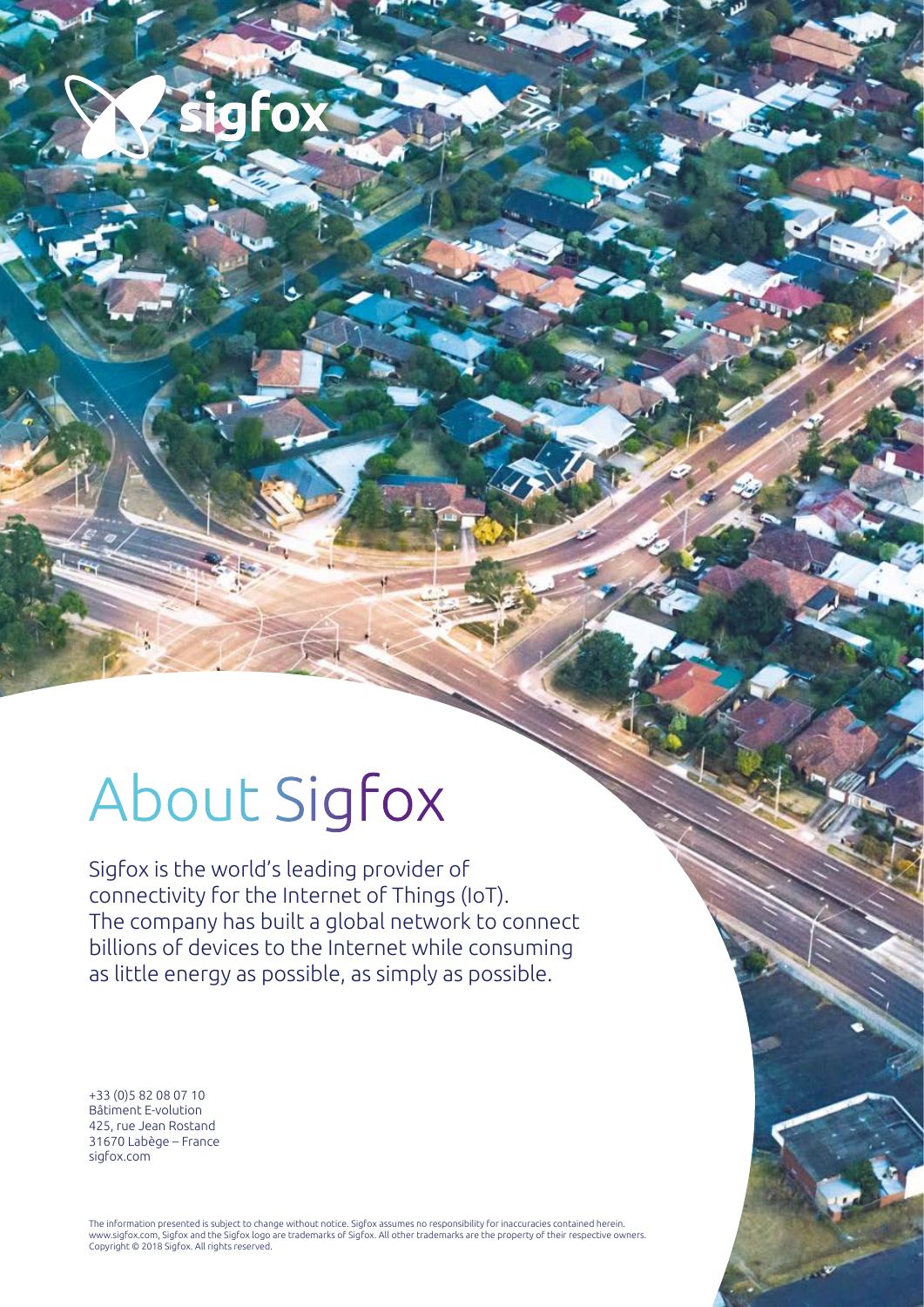sigfox

# About Sigfox

Sigfox is the world's leading provider of connectivity for the Internet of Things (IoT). The company has built a global network to connect billions of devices to the Internet while consuming as little energy as possible, as simply as possible.

+33 (0)5 82 08 07 10
Bâtiment E-volution
425, rue Jean Rostand
31670 Labège – France
sigfox.com

The information presented is subject to change without notice. Sigfox assumes no responsibility for inaccuracies contained herein. www.sigfox.com, Sigfox and the Sigfox logo are trademarks of Sigfox. All other trademarks are the property of their respective owners. Copyright © 2018 Sigfox. All rights reserved.